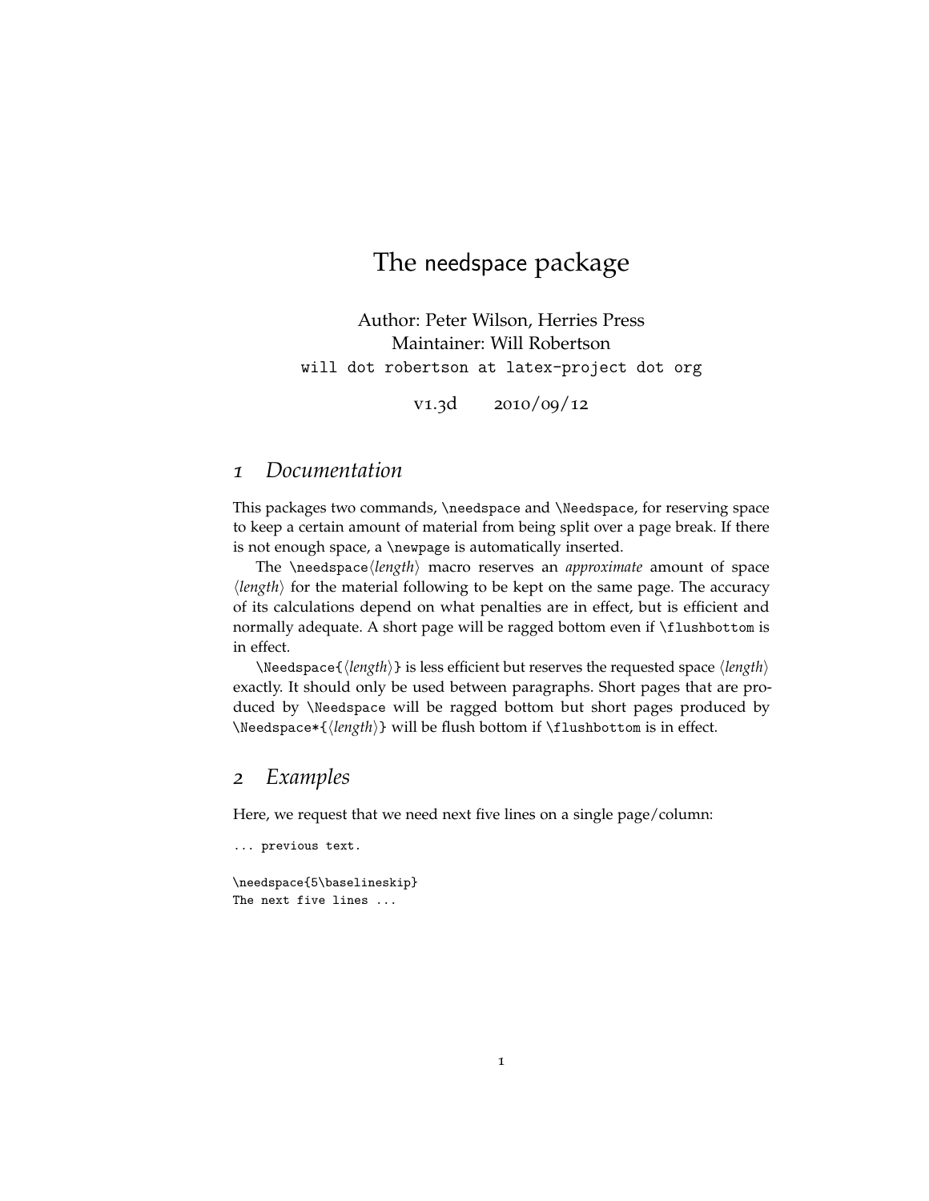# The needspace package

Author: Peter Wilson, Herries Press
Maintainer: Will Robertson
`will dot robertson at latex-project dot org`

v1.3d 2010/09/12

## 1 *Documentation*

This packages two commands, `\needspace` and `\Needspace`, for reserving space to keep a certain amount of material from being split over a page break. If there is not enough space, a `\newpage` is automatically inserted.

The `\needspace`⟨*length*⟩ macro reserves an *approximate* amount of space ⟨*length*⟩ for the material following to be kept on the same page. The accuracy of its calculations depend on what penalties are in effect, but is efficient and normally adequate. A short page will be ragged bottom even if `\flushbottom` is in effect.

`\Needspace{`⟨*length*⟩`}` is less efficient but reserves the requested space ⟨*length*⟩ exactly. It should only be used between paragraphs. Short pages that are produced by `\Needspace` will be ragged bottom but short pages produced by `\Needspace*{`⟨*length*⟩`}` will be flush bottom if `\flushbottom` is in effect.

## 2 *Examples*

Here, we request that we need next five lines on a single page/column:

```
... previous text.

\needspace{5\baselineskip}
The next five lines ...
```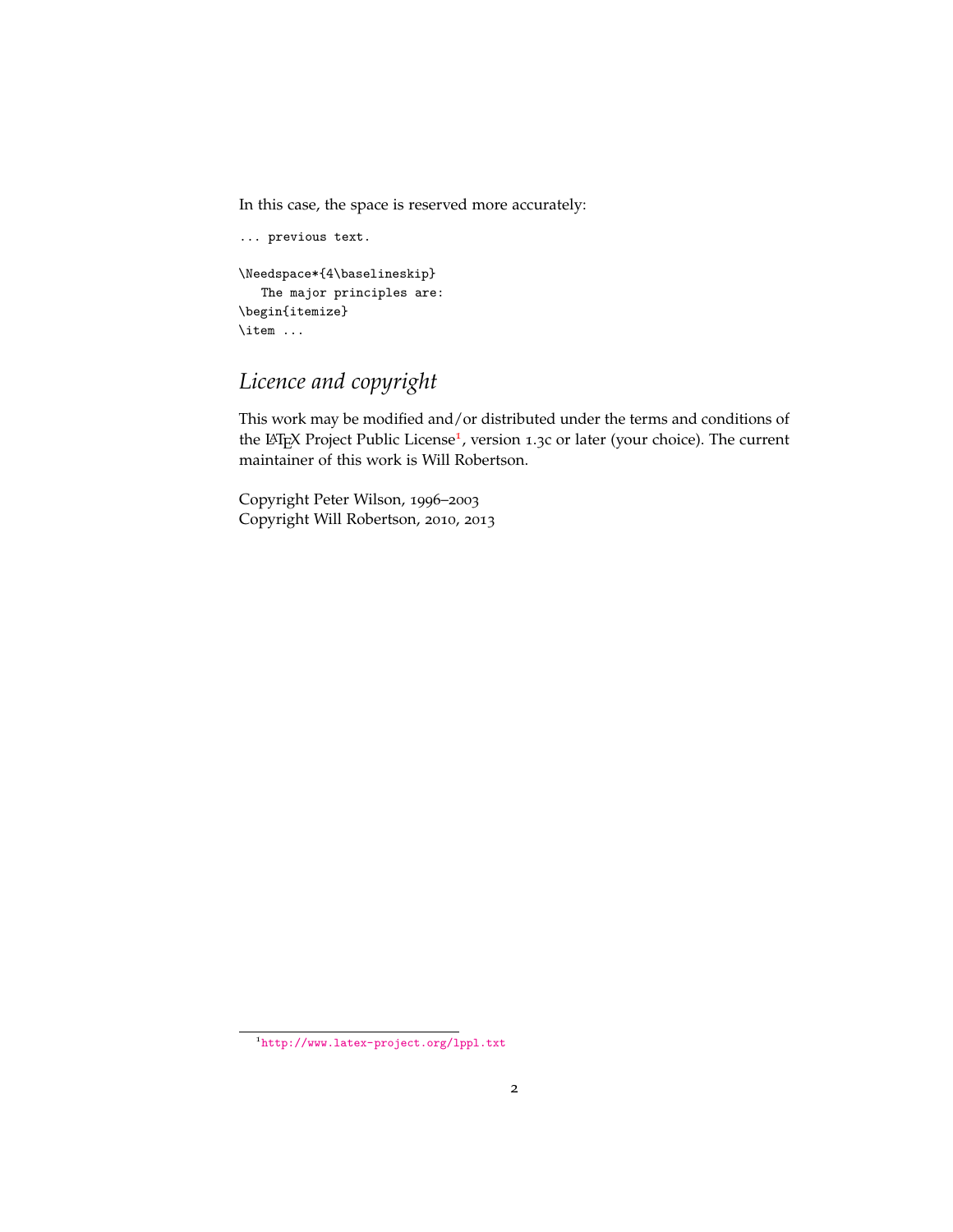In this case, the space is reserved more accurately:

```
... previous text.

\Needspace*{4\baselineskip}
   The major principles are:
\begin{itemize}
\item ...
```

## *Licence and copyright*

This work may be modified and/or distributed under the terms and conditions of the LaTeX Project Public License[1], version 1.3c or later (your choice). The current maintainer of this work is Will Robertson.

Copyright Peter Wilson, 1996–2003
Copyright Will Robertson, 2010, 2013

[1] http://www.latex-project.org/lppl.txt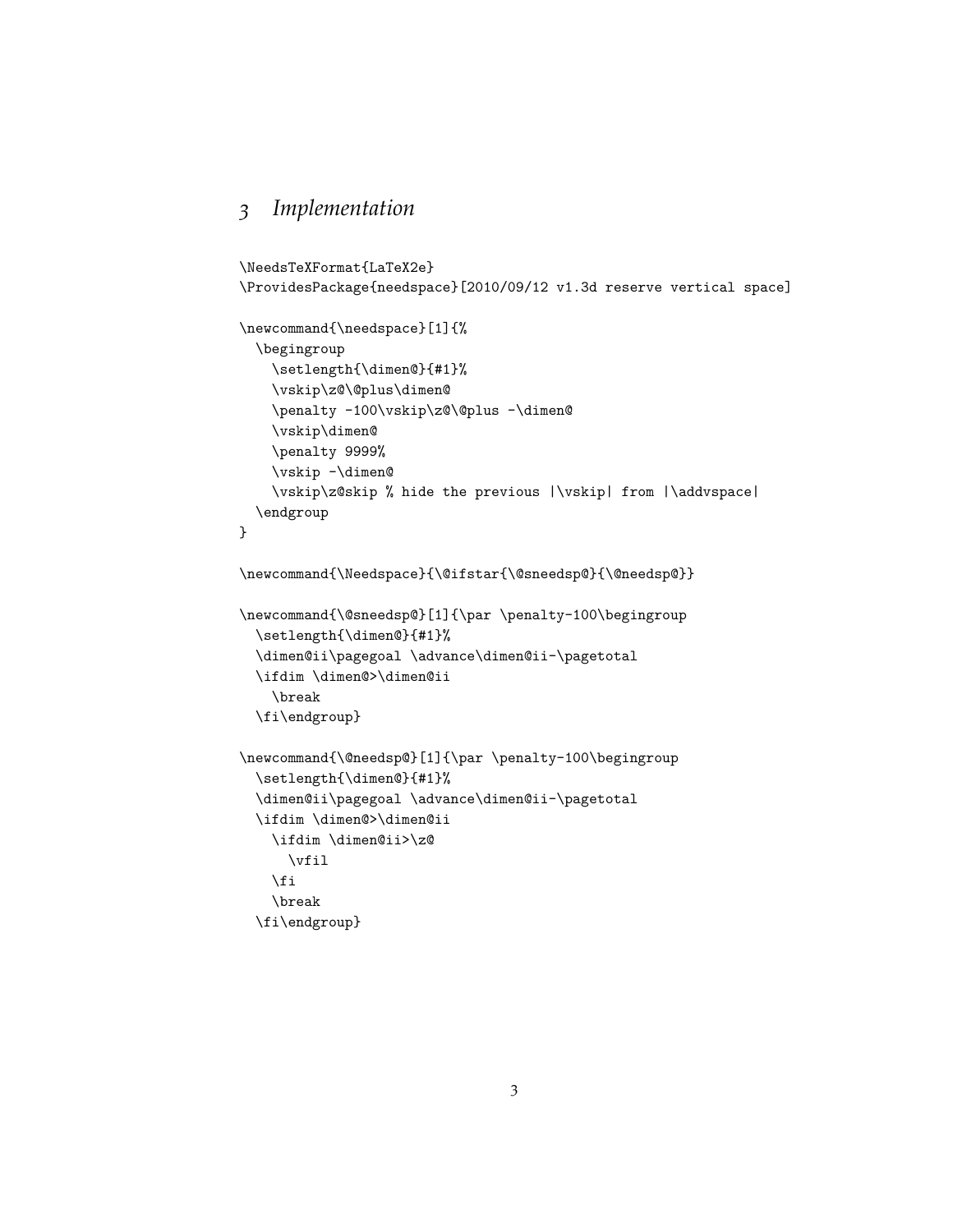## 3 *Implementation*

```
\NeedsTeXFormat{LaTeX2e}
\ProvidesPackage{needspace}[2010/09/12 v1.3d reserve vertical space]

\newcommand{\needspace}[1]{%
  \begingroup
    \setlength{\dimen@}{#1}%
    \vskip\z@\@plus\dimen@
    \penalty -100\vskip\z@\@plus -\dimen@
    \vskip\dimen@
    \penalty 9999%
    \vskip -\dimen@
    \vskip\z@skip % hide the previous |\vskip| from |\addvspace|
  \endgroup
}

\newcommand{\Needspace}{\@ifstar{\@sneedsp@}{\@needsp@}}

\newcommand{\@sneedsp@}[1]{\par \penalty-100\begingroup
  \setlength{\dimen@}{#1}%
  \dimen@ii\pagegoal \advance\dimen@ii-\pagetotal
  \ifdim \dimen@>\dimen@ii
    \break
  \fi\endgroup}

\newcommand{\@needsp@}[1]{\par \penalty-100\begingroup
  \setlength{\dimen@}{#1}%
  \dimen@ii\pagegoal \advance\dimen@ii-\pagetotal
  \ifdim \dimen@>\dimen@ii
    \ifdim \dimen@ii>\z@
      \vfil
    \fi
    \break
  \fi\endgroup}
```